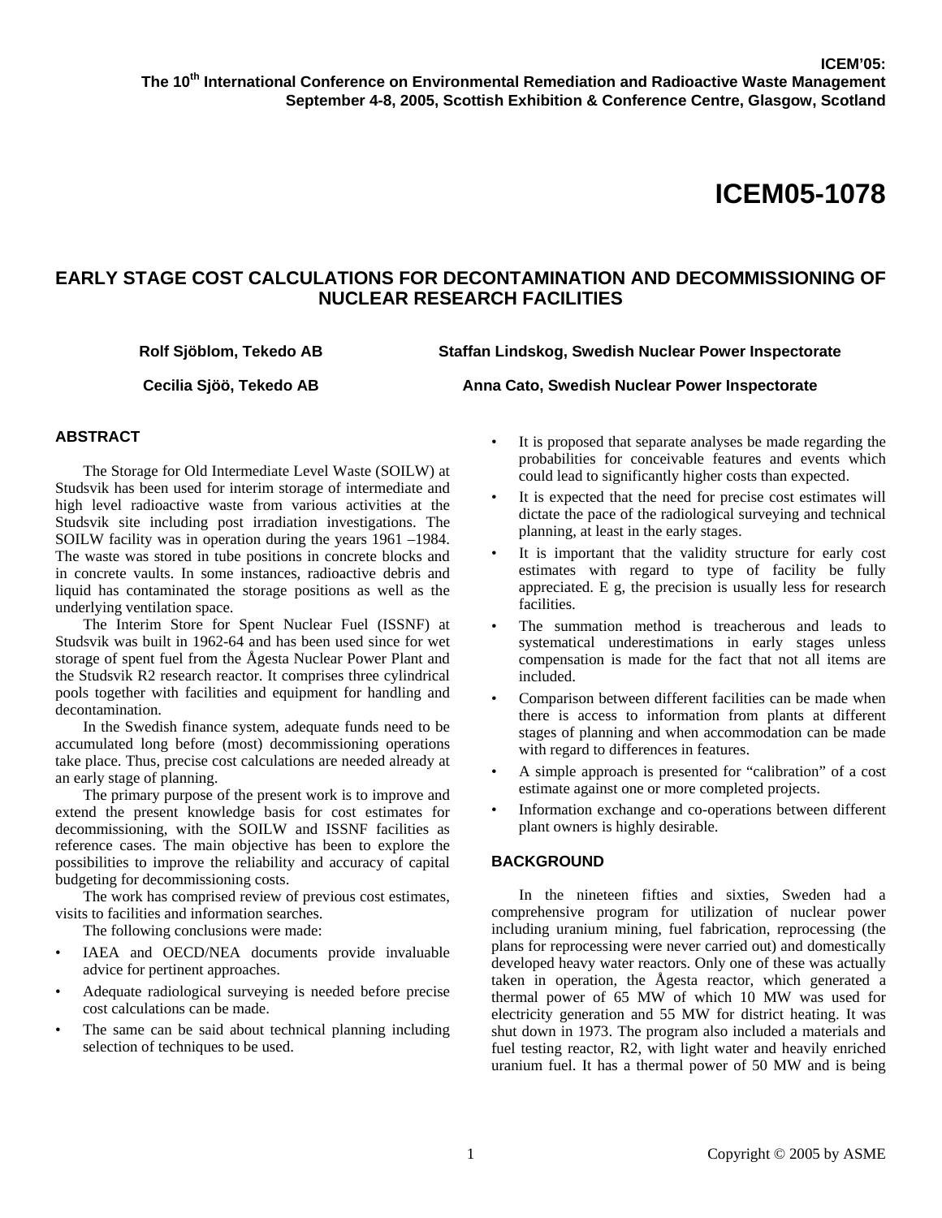# ICEM05-1078

## EARLY STAGE COST CALCULATIONS FOR DECONTAMINATION AND DECOMMISSIONING OF NUCLEAR RESEARCH FACILITIES

**Rolf Sjöblom, Tekedo AB** **Staffan Lindskog, Swedish Nuclear Power Inspectorate**

**Cecilia Sjöö, Tekedo AB** **Anna Cato, Swedish Nuclear Power Inspectorate**

### ABSTRACT

The Storage for Old Intermediate Level Waste (SOILW) at Studsvik has been used for interim storage of intermediate and high level radioactive waste from various activities at the Studsvik site including post irradiation investigations. The SOILW facility was in operation during the years 1961 –1984. The waste was stored in tube positions in concrete blocks and in concrete vaults. In some instances, radioactive debris and liquid has contaminated the storage positions as well as the underlying ventilation space.

The Interim Store for Spent Nuclear Fuel (ISSNF) at Studsvik was built in 1962-64 and has been used since for wet storage of spent fuel from the Ågesta Nuclear Power Plant and the Studsvik R2 research reactor. It comprises three cylindrical pools together with facilities and equipment for handling and decontamination.

In the Swedish finance system, adequate funds need to be accumulated long before (most) decommissioning operations take place. Thus, precise cost calculations are needed already at an early stage of planning.

The primary purpose of the present work is to improve and extend the present knowledge basis for cost estimates for decommissioning, with the SOILW and ISSNF facilities as reference cases. The main objective has been to explore the possibilities to improve the reliability and accuracy of capital budgeting for decommissioning costs.

The work has comprised review of previous cost estimates, visits to facilities and information searches.

The following conclusions were made:

- IAEA and OECD/NEA documents provide invaluable advice for pertinent approaches.
- Adequate radiological surveying is needed before precise cost calculations can be made.
- The same can be said about technical planning including selection of techniques to be used.
- It is proposed that separate analyses be made regarding the probabilities for conceivable features and events which could lead to significantly higher costs than expected.
- It is expected that the need for precise cost estimates will dictate the pace of the radiological surveying and technical planning, at least in the early stages.
- It is important that the validity structure for early cost estimates with regard to type of facility be fully appreciated. E g, the precision is usually less for research facilities.
- The summation method is treacherous and leads to systematical underestimations in early stages unless compensation is made for the fact that not all items are included.
- Comparison between different facilities can be made when there is access to information from plants at different stages of planning and when accommodation can be made with regard to differences in features.
- A simple approach is presented for "calibration" of a cost estimate against one or more completed projects.
- Information exchange and co-operations between different plant owners is highly desirable.

### BACKGROUND

In the nineteen fifties and sixties, Sweden had a comprehensive program for utilization of nuclear power including uranium mining, fuel fabrication, reprocessing (the plans for reprocessing were never carried out) and domestically developed heavy water reactors. Only one of these was actually taken in operation, the Ågesta reactor, which generated a thermal power of 65 MW of which 10 MW was used for electricity generation and 55 MW for district heating. It was shut down in 1973. The program also included a materials and fuel testing reactor, R2, with light water and heavily enriched uranium fuel. It has a thermal power of 50 MW and is being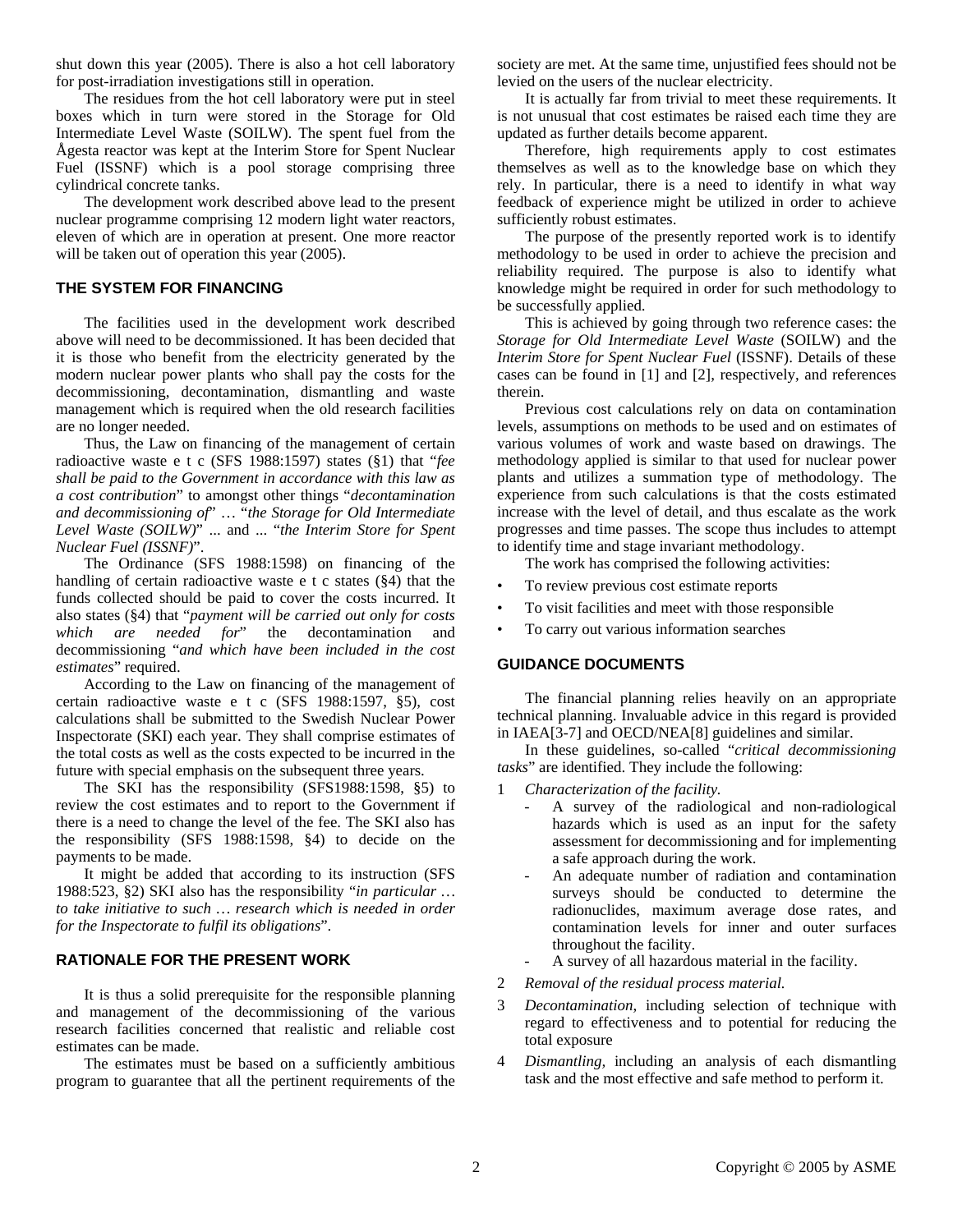shut down this year (2005). There is also a hot cell laboratory for post-irradiation investigations still in operation.

The residues from the hot cell laboratory were put in steel boxes which in turn were stored in the Storage for Old Intermediate Level Waste (SOILW). The spent fuel from the Ågesta reactor was kept at the Interim Store for Spent Nuclear Fuel (ISSNF) which is a pool storage comprising three cylindrical concrete tanks.

The development work described above lead to the present nuclear programme comprising 12 modern light water reactors, eleven of which are in operation at present. One more reactor will be taken out of operation this year (2005).

## THE SYSTEM FOR FINANCING

The facilities used in the development work described above will need to be decommissioned. It has been decided that it is those who benefit from the electricity generated by the modern nuclear power plants who shall pay the costs for the decommissioning, decontamination, dismantling and waste management which is required when the old research facilities are no longer needed.

Thus, the Law on financing of the management of certain radioactive waste e t c (SFS 1988:1597) states (§1) that "*fee shall be paid to the Government in accordance with this law as a cost contribution*" to amongst other things "*decontamination and decommissioning of*" … "*the Storage for Old Intermediate Level Waste (SOILW)*" ... and ... "*the Interim Store for Spent Nuclear Fuel (ISSNF)*".

The Ordinance (SFS 1988:1598) on financing of the handling of certain radioactive waste e t c states (§4) that the funds collected should be paid to cover the costs incurred. It also states (§4) that "*payment will be carried out only for costs which are needed for*" the decontamination and decommissioning "*and which have been included in the cost estimates*" required.

According to the Law on financing of the management of certain radioactive waste e t c (SFS 1988:1597, §5), cost calculations shall be submitted to the Swedish Nuclear Power Inspectorate (SKI) each year. They shall comprise estimates of the total costs as well as the costs expected to be incurred in the future with special emphasis on the subsequent three years.

The SKI has the responsibility (SFS1988:1598, §5) to review the cost estimates and to report to the Government if there is a need to change the level of the fee. The SKI also has the responsibility (SFS 1988:1598, §4) to decide on the payments to be made.

It might be added that according to its instruction (SFS 1988:523, §2) SKI also has the responsibility "*in particular … to take initiative to such … research which is needed in order for the Inspectorate to fulfil its obligations*".

## RATIONALE FOR THE PRESENT WORK

It is thus a solid prerequisite for the responsible planning and management of the decommissioning of the various research facilities concerned that realistic and reliable cost estimates can be made.

The estimates must be based on a sufficiently ambitious program to guarantee that all the pertinent requirements of the society are met. At the same time, unjustified fees should not be levied on the users of the nuclear electricity.

It is actually far from trivial to meet these requirements. It is not unusual that cost estimates be raised each time they are updated as further details become apparent.

Therefore, high requirements apply to cost estimates themselves as well as to the knowledge base on which they rely. In particular, there is a need to identify in what way feedback of experience might be utilized in order to achieve sufficiently robust estimates.

The purpose of the presently reported work is to identify methodology to be used in order to achieve the precision and reliability required. The purpose is also to identify what knowledge might be required in order for such methodology to be successfully applied.

This is achieved by going through two reference cases: the *Storage for Old Intermediate Level Waste* (SOILW) and the *Interim Store for Spent Nuclear Fuel* (ISSNF). Details of these cases can be found in [1] and [2], respectively, and references therein.

Previous cost calculations rely on data on contamination levels, assumptions on methods to be used and on estimates of various volumes of work and waste based on drawings. The methodology applied is similar to that used for nuclear power plants and utilizes a summation type of methodology. The experience from such calculations is that the costs estimated increase with the level of detail, and thus escalate as the work progresses and time passes. The scope thus includes to attempt to identify time and stage invariant methodology.

The work has comprised the following activities:

- To review previous cost estimate reports
- To visit facilities and meet with those responsible
- To carry out various information searches

## GUIDANCE DOCUMENTS

The financial planning relies heavily on an appropriate technical planning. Invaluable advice in this regard is provided in IAEA[3-7] and OECD/NEA[8] guidelines and similar.

In these guidelines, so-called "*critical decommissioning tasks*" are identified. They include the following:

1. *Characterization of the facility.*
   - A survey of the radiological and non-radiological hazards which is used as an input for the safety assessment for decommissioning and for implementing a safe approach during the work.
   - An adequate number of radiation and contamination surveys should be conducted to determine the radionuclides, maximum average dose rates, and contamination levels for inner and outer surfaces throughout the facility.
   - A survey of all hazardous material in the facility.
2. *Removal of the residual process material.*
3. *Decontamination*, including selection of technique with regard to effectiveness and to potential for reducing the total exposure
4. *Dismantling,* including an analysis of each dismantling task and the most effective and safe method to perform it.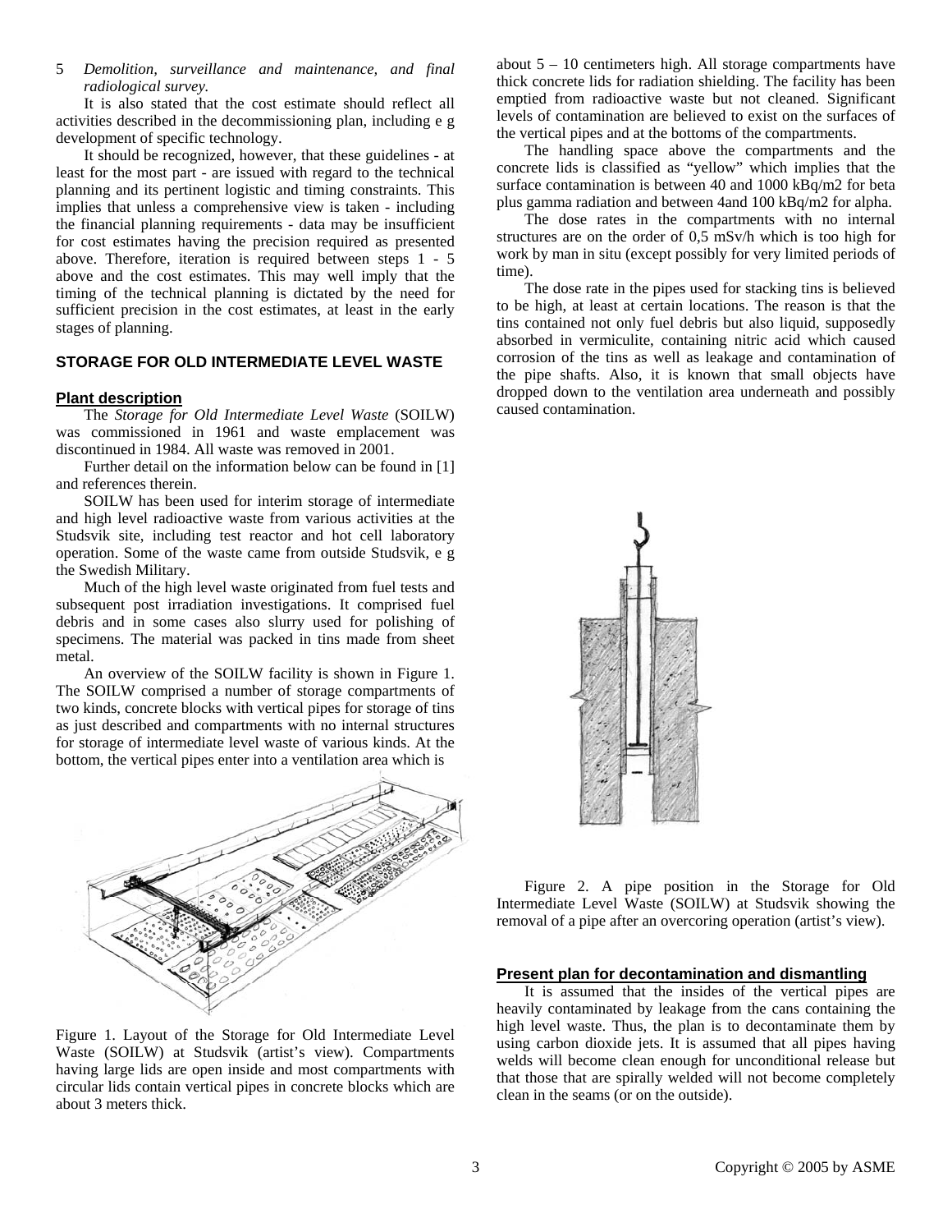5 *Demolition, surveillance and maintenance, and final radiological survey.*

It is also stated that the cost estimate should reflect all activities described in the decommissioning plan, including e g development of specific technology.

It should be recognized, however, that these guidelines - at least for the most part - are issued with regard to the technical planning and its pertinent logistic and timing constraints. This implies that unless a comprehensive view is taken - including the financial planning requirements - data may be insufficient for cost estimates having the precision required as presented above. Therefore, iteration is required between steps 1 - 5 above and the cost estimates. This may well imply that the timing of the technical planning is dictated by the need for sufficient precision in the cost estimates, at least in the early stages of planning.

## STORAGE FOR OLD INTERMEDIATE LEVEL WASTE

### Plant description

The *Storage for Old Intermediate Level Waste* (SOILW) was commissioned in 1961 and waste emplacement was discontinued in 1984. All waste was removed in 2001.

Further detail on the information below can be found in [1] and references therein.

SOILW has been used for interim storage of intermediate and high level radioactive waste from various activities at the Studsvik site, including test reactor and hot cell laboratory operation. Some of the waste came from outside Studsvik, e g the Swedish Military.

Much of the high level waste originated from fuel tests and subsequent post irradiation investigations. It comprised fuel debris and in some cases also slurry used for polishing of specimens. The material was packed in tins made from sheet metal.

An overview of the SOILW facility is shown in Figure 1. The SOILW comprised a number of storage compartments of two kinds, concrete blocks with vertical pipes for storage of tins as just described and compartments with no internal structures for storage of intermediate level waste of various kinds. At the bottom, the vertical pipes enter into a ventilation area which is about 5 – 10 centimeters high. All storage compartments have thick concrete lids for radiation shielding. The facility has been emptied from radioactive waste but not cleaned. Significant levels of contamination are believed to exist on the surfaces of the vertical pipes and at the bottoms of the compartments.

Figure 1. Layout of the Storage for Old Intermediate Level Waste (SOILW) at Studsvik (artist's view). Compartments having large lids are open inside and most compartments with circular lids contain vertical pipes in concrete blocks which are about 3 meters thick.

The handling space above the compartments and the concrete lids is classified as "yellow" which implies that the surface contamination is between 40 and 1000 kBq/m2 for beta plus gamma radiation and between 4and 100 kBq/m2 for alpha.

The dose rates in the compartments with no internal structures are on the order of 0,5 mSv/h which is too high for work by man in situ (except possibly for very limited periods of time).

The dose rate in the pipes used for stacking tins is believed to be high, at least at certain locations. The reason is that the tins contained not only fuel debris but also liquid, supposedly absorbed in vermiculite, containing nitric acid which caused corrosion of the tins as well as leakage and contamination of the pipe shafts. Also, it is known that small objects have dropped down to the ventilation area underneath and possibly caused contamination.

Figure 2. A pipe position in the Storage for Old Intermediate Level Waste (SOILW) at Studsvik showing the removal of a pipe after an overcoring operation (artist's view).

### Present plan for decontamination and dismantling

It is assumed that the insides of the vertical pipes are heavily contaminated by leakage from the cans containing the high level waste. Thus, the plan is to decontaminate them by using carbon dioxide jets. It is assumed that all pipes having welds will become clean enough for unconditional release but that those that are spirally welded will not become completely clean in the seams (or on the outside).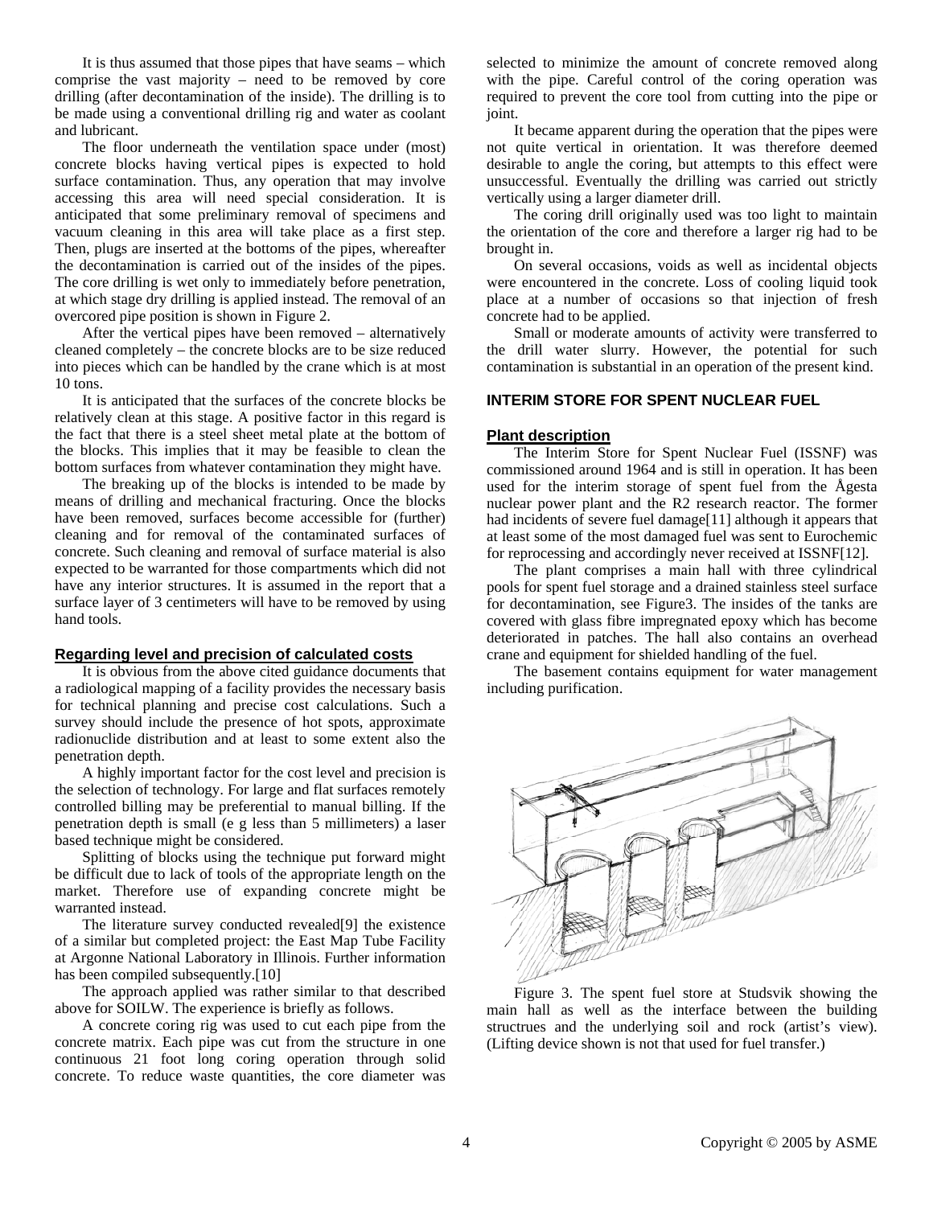It is thus assumed that those pipes that have seams – which comprise the vast majority – need to be removed by core drilling (after decontamination of the inside). The drilling is to be made using a conventional drilling rig and water as coolant and lubricant.

The floor underneath the ventilation space under (most) concrete blocks having vertical pipes is expected to hold surface contamination. Thus, any operation that may involve accessing this area will need special consideration. It is anticipated that some preliminary removal of specimens and vacuum cleaning in this area will take place as a first step. Then, plugs are inserted at the bottoms of the pipes, whereafter the decontamination is carried out of the insides of the pipes. The core drilling is wet only to immediately before penetration, at which stage dry drilling is applied instead. The removal of an overcored pipe position is shown in Figure 2.

After the vertical pipes have been removed – alternatively cleaned completely – the concrete blocks are to be size reduced into pieces which can be handled by the crane which is at most 10 tons.

It is anticipated that the surfaces of the concrete blocks be relatively clean at this stage. A positive factor in this regard is the fact that there is a steel sheet metal plate at the bottom of the blocks. This implies that it may be feasible to clean the bottom surfaces from whatever contamination they might have.

The breaking up of the blocks is intended to be made by means of drilling and mechanical fracturing. Once the blocks have been removed, surfaces become accessible for (further) cleaning and for removal of the contaminated surfaces of concrete. Such cleaning and removal of surface material is also expected to be warranted for those compartments which did not have any interior structures. It is assumed in the report that a surface layer of 3 centimeters will have to be removed by using hand tools.

### Regarding level and precision of calculated costs

It is obvious from the above cited guidance documents that a radiological mapping of a facility provides the necessary basis for technical planning and precise cost calculations. Such a survey should include the presence of hot spots, approximate radionuclide distribution and at least to some extent also the penetration depth.

A highly important factor for the cost level and precision is the selection of technology. For large and flat surfaces remotely controlled billing may be preferential to manual billing. If the penetration depth is small (e g less than 5 millimeters) a laser based technique might be considered.

Splitting of blocks using the technique put forward might be difficult due to lack of tools of the appropriate length on the market. Therefore use of expanding concrete might be warranted instead.

The literature survey conducted revealed[9] the existence of a similar but completed project: the East Map Tube Facility at Argonne National Laboratory in Illinois. Further information has been compiled subsequently.[10]

The approach applied was rather similar to that described above for SOILW. The experience is briefly as follows.

A concrete coring rig was used to cut each pipe from the concrete matrix. Each pipe was cut from the structure in one continuous 21 foot long coring operation through solid concrete. To reduce waste quantities, the core diameter was selected to minimize the amount of concrete removed along with the pipe. Careful control of the coring operation was required to prevent the core tool from cutting into the pipe or joint.

It became apparent during the operation that the pipes were not quite vertical in orientation. It was therefore deemed desirable to angle the coring, but attempts to this effect were unsuccessful. Eventually the drilling was carried out strictly vertically using a larger diameter drill.

The coring drill originally used was too light to maintain the orientation of the core and therefore a larger rig had to be brought in.

On several occasions, voids as well as incidental objects were encountered in the concrete. Loss of cooling liquid took place at a number of occasions so that injection of fresh concrete had to be applied.

Small or moderate amounts of activity were transferred to the drill water slurry. However, the potential for such contamination is substantial in an operation of the present kind.

## INTERIM STORE FOR SPENT NUCLEAR FUEL

### Plant description

The Interim Store for Spent Nuclear Fuel (ISSNF) was commissioned around 1964 and is still in operation. It has been used for the interim storage of spent fuel from the Ågesta nuclear power plant and the R2 research reactor. The former had incidents of severe fuel damage[11] although it appears that at least some of the most damaged fuel was sent to Eurochemic for reprocessing and accordingly never received at ISSNF[12].

The plant comprises a main hall with three cylindrical pools for spent fuel storage and a drained stainless steel surface for decontamination, see Figure3. The insides of the tanks are covered with glass fibre impregnated epoxy which has become deteriorated in patches. The hall also contains an overhead crane and equipment for shielded handling of the fuel.

The basement contains equipment for water management including purification.

Figure 3. The spent fuel store at Studsvik showing the main hall as well as the interface between the building structrues and the underlying soil and rock (artist's view). (Lifting device shown is not that used for fuel transfer.)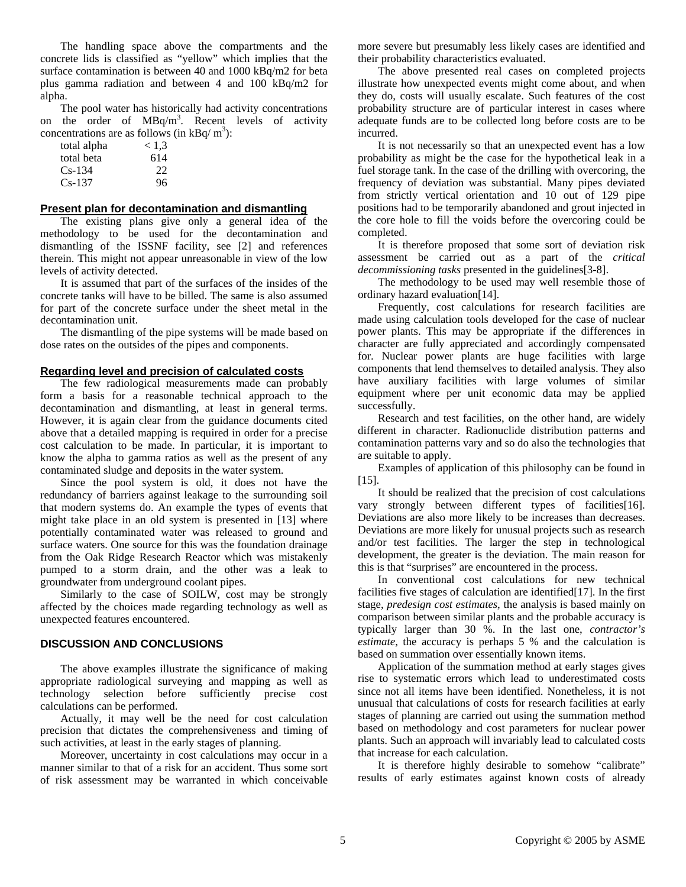The handling space above the compartments and the concrete lids is classified as "yellow" which implies that the surface contamination is between 40 and 1000 kBq/m2 for beta plus gamma radiation and between 4 and 100 kBq/m2 for alpha.

The pool water has historically had activity concentrations on the order of MBq/m$^3$. Recent levels of activity concentrations are as follows (in kBq/ m$^3$):

| | |
|---|---|
| total alpha | < 1,3 |
| total beta | 614 |
| Cs-134 | 22 |
| Cs-137 | 96 |

## Present plan for decontamination and dismantling

The existing plans give only a general idea of the methodology to be used for the decontamination and dismantling of the ISSNF facility, see [2] and references therein. This might not appear unreasonable in view of the low levels of activity detected.

It is assumed that part of the surfaces of the insides of the concrete tanks will have to be billed. The same is also assumed for part of the concrete surface under the sheet metal in the decontamination unit.

The dismantling of the pipe systems will be made based on dose rates on the outsides of the pipes and components.

## Regarding level and precision of calculated costs

The few radiological measurements made can probably form a basis for a reasonable technical approach to the decontamination and dismantling, at least in general terms. However, it is again clear from the guidance documents cited above that a detailed mapping is required in order for a precise cost calculation to be made. In particular, it is important to know the alpha to gamma ratios as well as the present of any contaminated sludge and deposits in the water system.

Since the pool system is old, it does not have the redundancy of barriers against leakage to the surrounding soil that modern systems do. An example the types of events that might take place in an old system is presented in [13] where potentially contaminated water was released to ground and surface waters. One source for this was the foundation drainage from the Oak Ridge Research Reactor which was mistakenly pumped to a storm drain, and the other was a leak to groundwater from underground coolant pipes.

Similarly to the case of SOILW, cost may be strongly affected by the choices made regarding technology as well as unexpected features encountered.

## DISCUSSION AND CONCLUSIONS

The above examples illustrate the significance of making appropriate radiological surveying and mapping as well as technology selection before sufficiently precise cost calculations can be performed.

Actually, it may well be the need for cost calculation precision that dictates the comprehensiveness and timing of such activities, at least in the early stages of planning.

Moreover, uncertainty in cost calculations may occur in a manner similar to that of a risk for an accident. Thus some sort of risk assessment may be warranted in which conceivable more severe but presumably less likely cases are identified and their probability characteristics evaluated.

The above presented real cases on completed projects illustrate how unexpected events might come about, and when they do, costs will usually escalate. Such features of the cost probability structure are of particular interest in cases where adequate funds are to be collected long before costs are to be incurred.

It is not necessarily so that an unexpected event has a low probability as might be the case for the hypothetical leak in a fuel storage tank. In the case of the drilling with overcoring, the frequency of deviation was substantial. Many pipes deviated from strictly vertical orientation and 10 out of 129 pipe positions had to be temporarily abandoned and grout injected in the core hole to fill the voids before the overcoring could be completed.

It is therefore proposed that some sort of deviation risk assessment be carried out as a part of the *critical decommissioning tasks* presented in the guidelines[3-8].

The methodology to be used may well resemble those of ordinary hazard evaluation[14].

Frequently, cost calculations for research facilities are made using calculation tools developed for the case of nuclear power plants. This may be appropriate if the differences in character are fully appreciated and accordingly compensated for. Nuclear power plants are huge facilities with large components that lend themselves to detailed analysis. They also have auxiliary facilities with large volumes of similar equipment where per unit economic data may be applied successfully.

Research and test facilities, on the other hand, are widely different in character. Radionuclide distribution patterns and contamination patterns vary and so do also the technologies that are suitable to apply.

Examples of application of this philosophy can be found in [15].

It should be realized that the precision of cost calculations vary strongly between different types of facilities[16]. Deviations are also more likely to be increases than decreases. Deviations are more likely for unusual projects such as research and/or test facilities. The larger the step in technological development, the greater is the deviation. The main reason for this is that "surprises" are encountered in the process.

In conventional cost calculations for new technical facilities five stages of calculation are identified[17]. In the first stage, *predesign cost estimates*, the analysis is based mainly on comparison between similar plants and the probable accuracy is typically larger than 30 %. In the last one, *contractor's estimate*, the accuracy is perhaps 5 % and the calculation is based on summation over essentially known items.

Application of the summation method at early stages gives rise to systematic errors which lead to underestimated costs since not all items have been identified. Nonetheless, it is not unusual that calculations of costs for research facilities at early stages of planning are carried out using the summation method based on methodology and cost parameters for nuclear power plants. Such an approach will invariably lead to calculated costs that increase for each calculation.

It is therefore highly desirable to somehow "calibrate" results of early estimates against known costs of already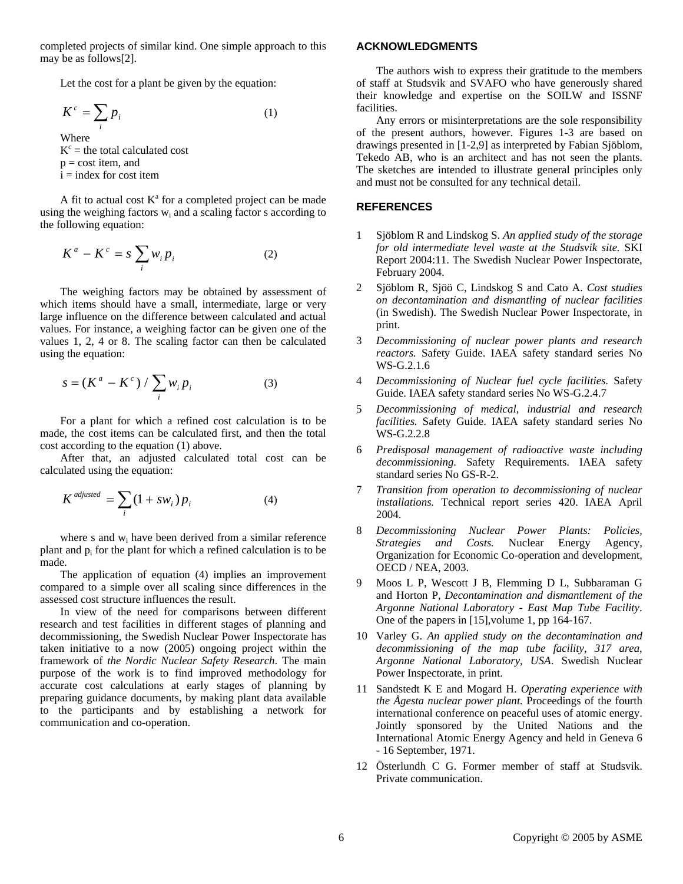completed projects of similar kind. One simple approach to this may be as follows[2].

Let the cost for a plant be given by the equation:

$$K^c = \sum_i p_i \tag{1}$$

Where
$K^c$ = the total calculated cost
p = cost item, and
i = index for cost item

A fit to actual cost $K^a$ for a completed project can be made using the weighing factors $w_i$ and a scaling factor s according to the following equation:

$$K^a - K^c = s \sum_i w_i p_i \tag{2}$$

The weighing factors may be obtained by assessment of which items should have a small, intermediate, large or very large influence on the difference between calculated and actual values. For instance, a weighing factor can be given one of the values 1, 2, 4 or 8. The scaling factor can then be calculated using the equation:

$$s = (K^a - K^c) / \sum_i w_i p_i \tag{3}$$

For a plant for which a refined cost calculation is to be made, the cost items can be calculated first, and then the total cost according to the equation (1) above.

After that, an adjusted calculated total cost can be calculated using the equation:

$$K^{adjusted} = \sum_i (1 + s w_i) p_i \tag{4}$$

where s and $w_i$ have been derived from a similar reference plant and $p_i$ for the plant for which a refined calculation is to be made.

The application of equation (4) implies an improvement compared to a simple over all scaling since differences in the assessed cost structure influences the result.

In view of the need for comparisons between different research and test facilities in different stages of planning and decommissioning, the Swedish Nuclear Power Inspectorate has taken initiative to a now (2005) ongoing project within the framework of *the Nordic Nuclear Safety Research*. The main purpose of the work is to find improved methodology for accurate cost calculations at early stages of planning by preparing guidance documents, by making plant data available to the participants and by establishing a network for communication and co-operation.

## ACKNOWLEDGMENTS

The authors wish to express their gratitude to the members of staff at Studsvik and SVAFO who have generously shared their knowledge and expertise on the SOILW and ISSNF facilities.

Any errors or misinterpretations are the sole responsibility of the present authors, however. Figures 1-3 are based on drawings presented in [1-2,9] as interpreted by Fabian Sjöblom, Tekedo AB, who is an architect and has not seen the plants. The sketches are intended to illustrate general principles only and must not be consulted for any technical detail.

## REFERENCES

1. Sjöblom R and Lindskog S. *An applied study of the storage for old intermediate level waste at the Studsvik site.* SKI Report 2004:11. The Swedish Nuclear Power Inspectorate, February 2004.
2. Sjöblom R, Sjöö C, Lindskog S and Cato A. *Cost studies on decontamination and dismantling of nuclear facilities* (in Swedish). The Swedish Nuclear Power Inspectorate, in print.
3. *Decommissioning of nuclear power plants and research reactors.* Safety Guide. IAEA safety standard series No WS-G.2.1.6
4. *Decommissioning of Nuclear fuel cycle facilities.* Safety Guide. IAEA safety standard series No WS-G.2.4.7
5. *Decommissioning of medical, industrial and research facilities.* Safety Guide. IAEA safety standard series No WS-G.2.2.8
6. *Predisposal management of radioactive waste including decommissioning.* Safety Requirements. IAEA safety standard series No GS-R-2.
7. *Transition from operation to decommissioning of nuclear installations.* Technical report series 420. IAEA April 2004.
8. *Decommissioning Nuclear Power Plants: Policies, Strategies and Costs.* Nuclear Energy Agency, Organization for Economic Co-operation and development, OECD / NEA, 2003.
9. Moos L P, Wescott J B, Flemming D L, Subbaraman G and Horton P, *Decontamination and dismantlement of the Argonne National Laboratory - East Map Tube Facility*. One of the papers in [15],volume 1, pp 164-167.
10. Varley G. *An applied study on the decontamination and decommissioning of the map tube facility, 317 area, Argonne National Laboratory, USA.* Swedish Nuclear Power Inspectorate, in print.
11. Sandstedt K E and Mogard H. *Operating experience with the Ågesta nuclear power plant.* Proceedings of the fourth international conference on peaceful uses of atomic energy. Jointly sponsored by the United Nations and the International Atomic Energy Agency and held in Geneva 6 - 16 September, 1971.
12. Österlundh C G. Former member of staff at Studsvik. Private communication.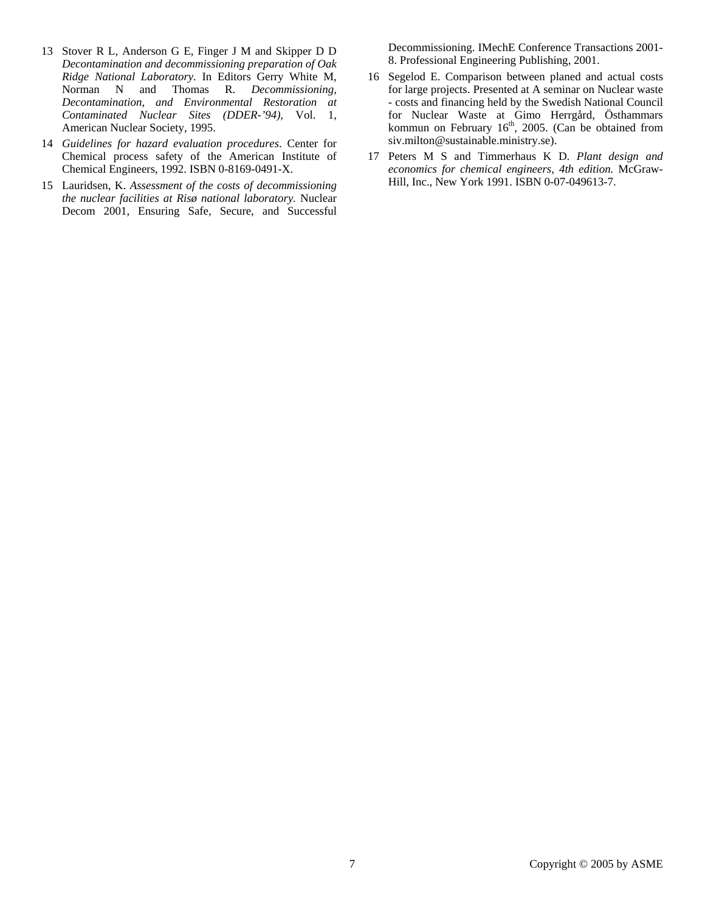13 Stover R L, Anderson G E, Finger J M and Skipper D D *Decontamination and decommissioning preparation of Oak Ridge National Laboratory.* In Editors Gerry White M, Norman N and Thomas R. *Decommissioning, Decontamination, and Environmental Restoration at Contaminated Nuclear Sites (DDER-'94),* Vol. 1, American Nuclear Society, 1995.

14 *Guidelines for hazard evaluation procedures.* Center for Chemical process safety of the American Institute of Chemical Engineers, 1992. ISBN 0-8169-0491-X.

15 Lauridsen, K. *Assessment of the costs of decommissioning the nuclear facilities at Risø national laboratory.* Nuclear Decom 2001, Ensuring Safe, Secure, and Successful Decommissioning. IMechE Conference Transactions 2001-8. Professional Engineering Publishing, 2001.

16 Segelod E. Comparison between planed and actual costs for large projects. Presented at A seminar on Nuclear waste - costs and financing held by the Swedish National Council for Nuclear Waste at Gimo Herrgård, Östhammars kommun on February 16th, 2005. (Can be obtained from siv.milton@sustainable.ministry.se).

17 Peters M S and Timmerhaus K D. *Plant design and economics for chemical engineers, 4th edition.* McGraw-Hill, Inc., New York 1991. ISBN 0-07-049613-7.